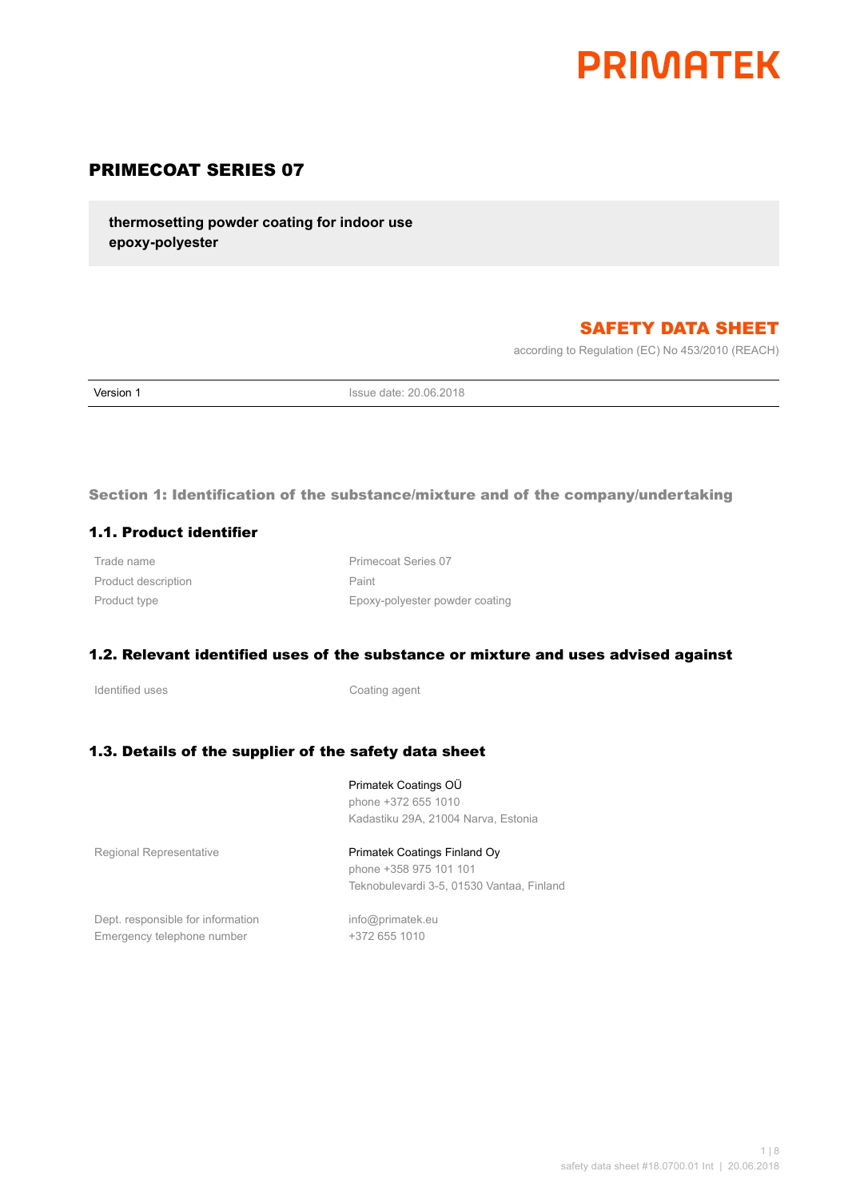PRIMATEK

# PRIMECOAT SERIES 07

**thermosetting powder coating for indoor use**
**epoxy-polyester**

## SAFETY DATA SHEET

according to Regulation (EC) No 453/2010 (REACH)

| Version 1 | Issue date: 20.06.2018 |
|---|---|

## Section 1: Identification of the substance/mixture and of the company/undertaking

### 1.1. Product identifier

| | |
|---|---|
| Trade name | Primecoat Series 07 |
| Product description | Paint |
| Product type | Epoxy-polyester powder coating |

### 1.2. Relevant identified uses of the substance or mixture and uses advised against

| | |
|---|---|
| Identified uses | Coating agent |

### 1.3. Details of the supplier of the safety data sheet

Primatek Coatings OÜ
phone +372 655 1010
Kadastiku 29A, 21004 Narva, Estonia

Regional Representative

Primatek Coatings Finland Oy
phone +358 975 101 101
Teknobulevardi 3-5, 01530 Vantaa, Finland

| | |
|---|---|
| Dept. responsible for information | info@primatek.eu |
| Emergency telephone number | +372 655 1010 |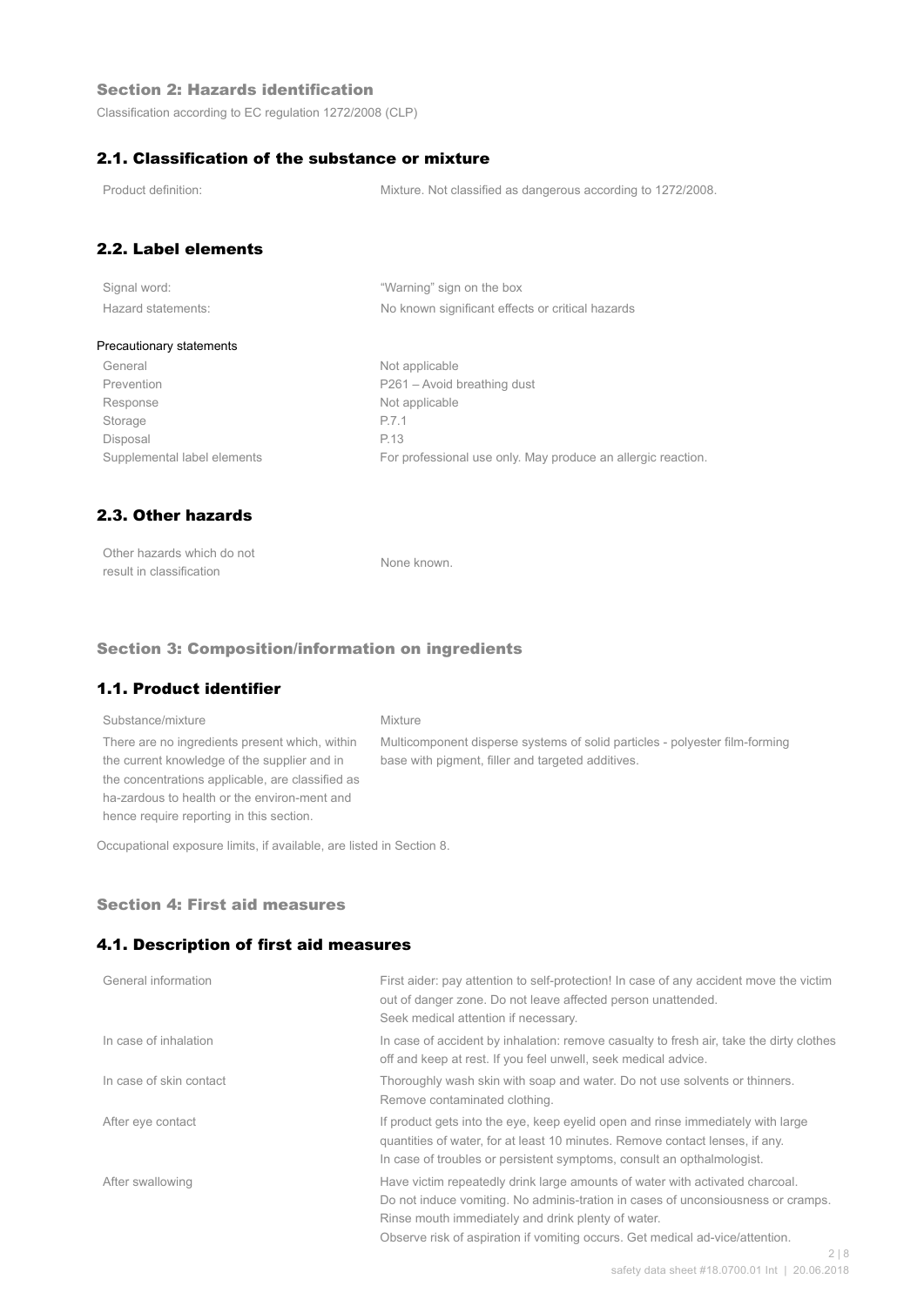## Section 2: Hazards identification

Classification according to EC regulation 1272/2008 (CLP)

### 2.1. Classification of the substance or mixture

| | |
|---|---|
| Product definition: | Mixture. Not classified as dangerous according to 1272/2008. |

### 2.2. Label elements

| | |
|---|---|
| Signal word: | "Warning" sign on the box |
| Hazard statements: | No known significant effects or critical hazards |

Precautionary statements

| | |
|---|---|
| General | Not applicable |
| Prevention | P261 – Avoid breathing dust |
| Response | Not applicable |
| Storage | P.7.1 |
| Disposal | P.13 |
| Supplemental label elements | For professional use only. May produce an allergic reaction. |

### 2.3. Other hazards

| | |
|---|---|
| Other hazards which do not result in classification | None known. |

## Section 3: Composition/information on ingredients

### 1.1. Product identifier

| | |
|---|---|
| Substance/mixture | Mixture |
| There are no ingredients present which, within the current knowledge of the supplier and in the concentrations applicable, are classified as ha-zardous to health or the environ-ment and hence require reporting in this section. | Multicomponent disperse systems of solid particles - polyester film-forming base with pigment, filler and targeted additives. |

Occupational exposure limits, if available, are listed in Section 8.

## Section 4: First aid measures

### 4.1. Description of first aid measures

| | |
|---|---|
| General information | First aider: pay attention to self-protection! In case of any accident move the victim out of danger zone. Do not leave affected person unattended.<br>Seek medical attention if necessary. |
| In case of inhalation | In case of accident by inhalation: remove casualty to fresh air, take the dirty clothes off and keep at rest. If you feel unwell, seek medical advice. |
| In case of skin contact | Thoroughly wash skin with soap and water. Do not use solvents or thinners.<br>Remove contaminated clothing. |
| After eye contact | If product gets into the eye, keep eyelid open and rinse immediately with large quantities of water, for at least 10 minutes. Remove contact lenses, if any.<br>In case of troubles or persistent symptoms, consult an opthalmologist. |
| After swallowing | Have victim repeatedly drink large amounts of water with activated charcoal.<br>Do not induce vomiting. No adminis-tration in cases of unconsiousness or cramps.<br>Rinse mouth immediately and drink plenty of water.<br>Observe risk of aspiration if vomiting occurs. Get medical ad-vice/attention. |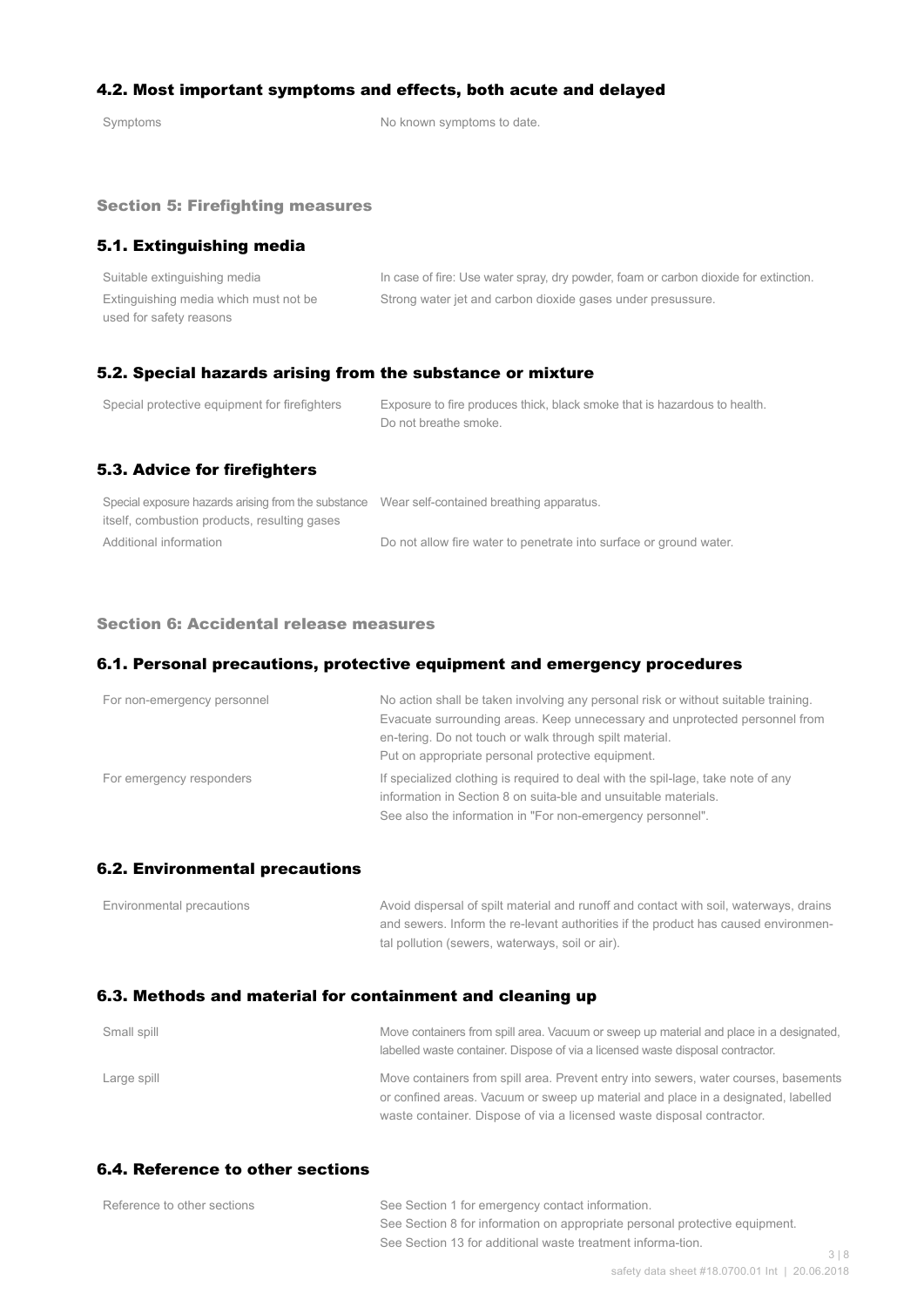### 4.2. Most important symptoms and effects, both acute and delayed

| | |
|---|---|
| Symptoms | No known symptoms to date. |

## Section 5: Firefighting measures

### 5.1. Extinguishing media

| | |
|---|---|
| Suitable extinguishing media | In case of fire: Use water spray, dry powder, foam or carbon dioxide for extinction. |
| Extinguishing media which must not be used for safety reasons | Strong water jet and carbon dioxide gases under presussure. |

### 5.2. Special hazards arising from the substance or mixture

| | |
|---|---|
| Special protective equipment for firefighters | Exposure to fire produces thick, black smoke that is hazardous to health. Do not breathe smoke. |

### 5.3. Advice for firefighters

| | |
|---|---|
| Special exposure hazards arising from the substance itself, combustion products, resulting gases | Wear self-contained breathing apparatus. |
| Additional information | Do not allow fire water to penetrate into surface or ground water. |

## Section 6: Accidental release measures

### 6.1. Personal precautions, protective equipment and emergency procedures

| | |
|---|---|
| For non-emergency personnel | No action shall be taken involving any personal risk or without suitable training. Evacuate surrounding areas. Keep unnecessary and unprotected personnel from en-tering. Do not touch or walk through spilt material. Put on appropriate personal protective equipment. |
| For emergency responders | If specialized clothing is required to deal with the spil-lage, take note of any information in Section 8 on suita-ble and unsuitable materials. See also the information in "For non-emergency personnel". |

### 6.2. Environmental precautions

| | |
|---|---|
| Environmental precautions | Avoid dispersal of spilt material and runoff and contact with soil, waterways, drains and sewers. Inform the re-levant authorities if the product has caused environmental pollution (sewers, waterways, soil or air). |

### 6.3. Methods and material for containment and cleaning up

| | |
|---|---|
| Small spill | Move containers from spill area. Vacuum or sweep up material and place in a designated, labelled waste container. Dispose of via a licensed waste disposal contractor. |
| Large spill | Move containers from spill area. Prevent entry into sewers, water courses, basements or confined areas. Vacuum or sweep up material and place in a designated, labelled waste container. Dispose of via a licensed waste disposal contractor. |

### 6.4. Reference to other sections

| | |
|---|---|
| Reference to other sections | See Section 1 for emergency contact information. See Section 8 for information on appropriate personal protective equipment. See Section 13 for additional waste treatment informa-tion. |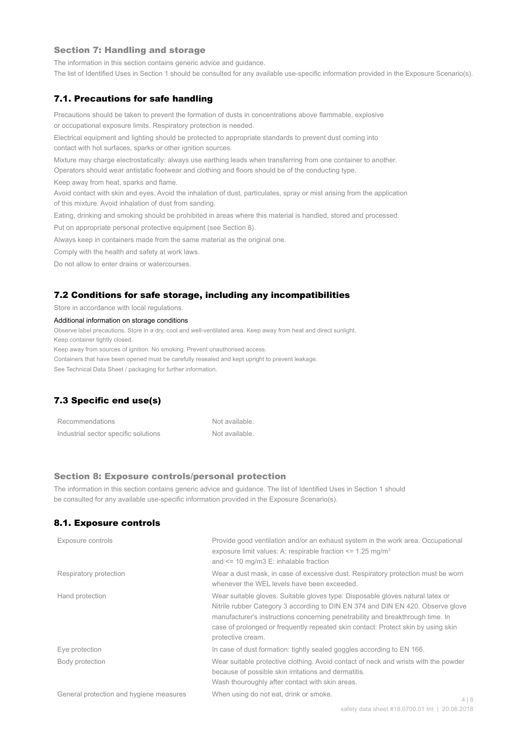## Section 7: Handling and storage

The information in this section contains generic advice and guidance.
The list of Identified Uses in Section 1 should be consulted for any available use-specific information provided in the Exposure Scenario(s).

### 7.1. Precautions for safe handling

Precautions should be taken to prevent the formation of dusts in concentrations above flammable, explosive or occupational exposure limits. Respiratory protection is needed.

Electrical equipment and lighting should be protected to appropriate standards to prevent dust coming into contact with hot surfaces, sparks or other ignition sources.

Mixture may charge electrostatically: always use earthing leads when transferring from one container to another. Operators should wear antistatic footwear and clothing and floors should be of the conducting type.

Keep away from heat, sparks and flame.

Avoid contact with skin and eyes. Avoid the inhalation of dust, particulates, spray or mist arising from the application of this mixture. Avoid inhalation of dust from sanding.

Eating, drinking and smoking should be prohibited in areas where this material is handled, stored and processed.

Put on appropriate personal protective equipment (see Section 8).

Always keep in containers made from the same material as the original one.

Comply with the health and safety at work laws.

Do not allow to enter drains or watercourses.

### 7.2 Conditions for safe storage, including any incompatibilities

Store in accordance with local regulations.

Additional information on storage conditions

Observe label precautions. Store in a dry, cool and well-ventilated area. Keep away from heat and direct sunlight.
Keep container tightly closed.
Keep away from sources of ignition. No smoking. Prevent unauthorised access.
Containers that have been opened must be carefully resealed and kept upright to prevent leakage.
See Technical Data Sheet / packaging for further information.

### 7.3 Specific end use(s)

| | |
|---|---|
| Recommendations | Not available. |
| Industrial sector specific solutions | Not available. |

## Section 8: Exposure controls/personal protection

The information in this section contains generic advice and guidance. The list of Identified Uses in Section 1 should be consulted for any available use-specific information provided in the Exposure Scenario(s).

### 8.1. Exposure controls

| | |
|---|---|
| Exposure controls | Provide good ventilation and/or an exhaust system in the work area. Occupational exposure limit values: A: respirable fraction <= 1.25 mg/m³ and <= 10 mg/m3 E: inhalable fraction |
| Respiratory protection | Wear a dust mask, in case of excessive dust. Respiratory protection must be worn whenever the WEL levels have been exceeded. |
| Hand protection | Wear suitable gloves. Suitable gloves type: Disposable gloves natural latex or Nitrile rubber Category 3 according to DIN EN 374 and DIN EN 420. Observe glove manufacturer's instructions concerning penetrability and breakthrough time. In case of prolonged or frequently repeated skin contact: Protect skin by using skin protective cream. |
| Eye protection | In case of dust formation: tightly sealed goggles according to EN 166. |
| Body protection | Wear suitable protective clothing. Avoid contact of neck and wrists with the powder because of possible skin irritations and dermatitis. Wash thouroughly after contact with skin areas. |
| General protection and hygiene measures | When using do not eat, drink or smoke. |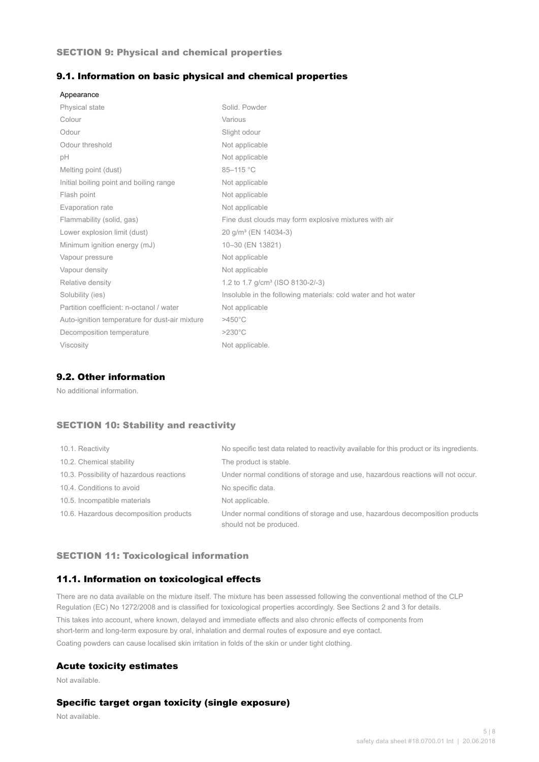## SECTION 9: Physical and chemical properties

### 9.1. Information on basic physical and chemical properties

| Appearance | |
|---|---|
| Physical state | Solid. Powder |
| Colour | Various |
| Odour | Slight odour |
| Odour threshold | Not applicable |
| pH | Not applicable |
| Melting point (dust) | 85–115 °C |
| Initial boiling point and boiling range | Not applicable |
| Flash point | Not applicable |
| Evaporation rate | Not applicable |
| Flammability (solid, gas) | Fine dust clouds may form explosive mixtures with air |
| Lower explosion limit (dust) | 20 g/m³ (EN 14034-3) |
| Minimum ignition energy (mJ) | 10–30 (EN 13821) |
| Vapour pressure | Not applicable |
| Vapour density | Not applicable |
| Relative density | 1.2 to 1.7 g/cm³ (ISO 8130-2/-3) |
| Solubility (ies) | Insoluble in the following materials: cold water and hot water |
| Partition coefficient: n-octanol / water | Not applicable |
| Auto-ignition temperature for dust-air mixture | >450°C |
| Decomposition temperature | >230°C |
| Viscosity | Not applicable. |

### 9.2. Other information

No additional information.

## SECTION 10: Stability and reactivity

| | |
|---|---|
| 10.1. Reactivity | No specific test data related to reactivity available for this product or its ingredients. |
| 10.2. Chemical stability | The product is stable. |
| 10.3. Possibility of hazardous reactions | Under normal conditions of storage and use, hazardous reactions will not occur. |
| 10.4. Conditions to avoid | No specific data. |
| 10.5. Incompatible materials | Not applicable. |
| 10.6. Hazardous decomposition products | Under normal conditions of storage and use, hazardous decomposition products should not be produced. |

## SECTION 11: Toxicological information

### 11.1. Information on toxicological effects

There are no data available on the mixture itself. The mixture has been assessed following the conventional method of the CLP Regulation (EC) No 1272/2008 and is classified for toxicological properties accordingly. See Sections 2 and 3 for details.

This takes into account, where known, delayed and immediate effects and also chronic effects of components from short-term and long-term exposure by oral, inhalation and dermal routes of exposure and eye contact.

Coating powders can cause localised skin irritation in folds of the skin or under tight clothing.

### Acute toxicity estimates

Not available.

### Specific target organ toxicity (single exposure)

Not available.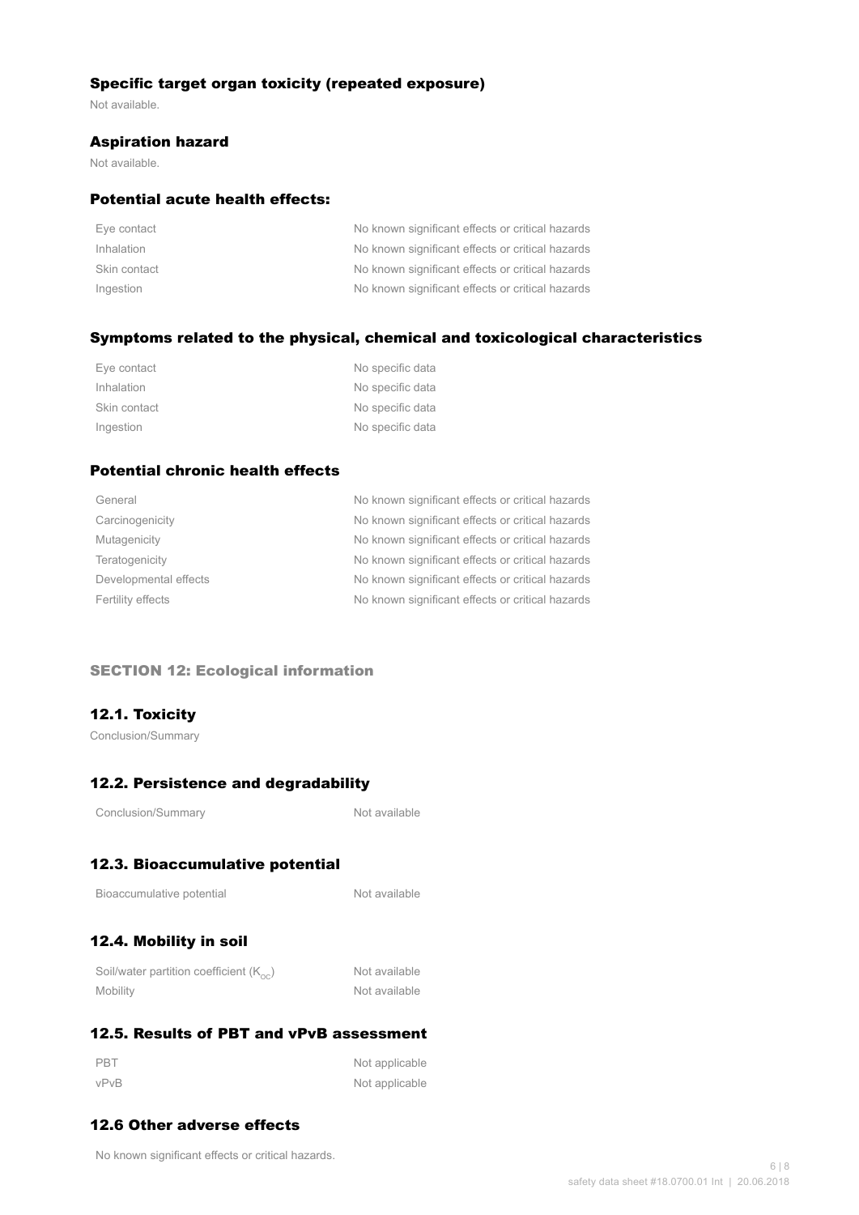### Specific target organ toxicity (repeated exposure)

Not available.

### Aspiration hazard

Not available.

### Potential acute health effects:

| | |
|---|---|
| Eye contact | No known significant effects or critical hazards |
| Inhalation | No known significant effects or critical hazards |
| Skin contact | No known significant effects or critical hazards |
| Ingestion | No known significant effects or critical hazards |

### Symptoms related to the physical, chemical and toxicological characteristics

| | |
|---|---|
| Eye contact | No specific data |
| Inhalation | No specific data |
| Skin contact | No specific data |
| Ingestion | No specific data |

### Potential chronic health effects

| | |
|---|---|
| General | No known significant effects or critical hazards |
| Carcinogenicity | No known significant effects or critical hazards |
| Mutagenicity | No known significant effects or critical hazards |
| Teratogenicity | No known significant effects or critical hazards |
| Developmental effects | No known significant effects or critical hazards |
| Fertility effects | No known significant effects or critical hazards |

## SECTION 12: Ecological information

### 12.1. Toxicity

Conclusion/Summary

### 12.2. Persistence and degradability

| | |
|---|---|
| Conclusion/Summary | Not available |

### 12.3. Bioaccumulative potential

| | |
|---|---|
| Bioaccumulative potential | Not available |

### 12.4. Mobility in soil

| | |
|---|---|
| Soil/water partition coefficient ($K_{OC}$) | Not available |
| Mobility | Not available |

### 12.5. Results of PBT and vPvB assessment

| | |
|---|---|
| PBT | Not applicable |
| vPvB | Not applicable |

### 12.6 Other adverse effects

No known significant effects or critical hazards.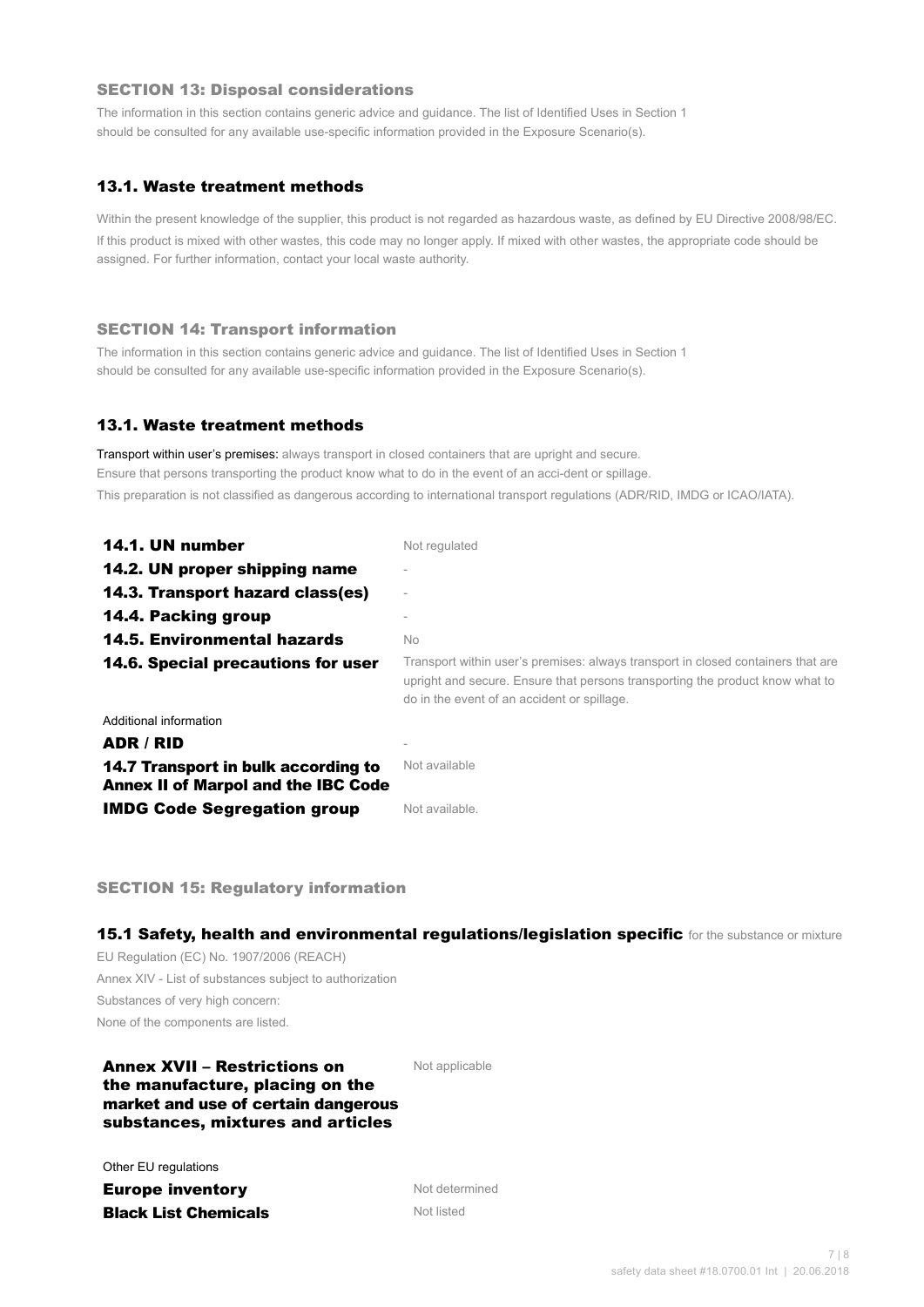## SECTION 13: Disposal considerations

The information in this section contains generic advice and guidance. The list of Identified Uses in Section 1 should be consulted for any available use-specific information provided in the Exposure Scenario(s).

### 13.1. Waste treatment methods

Within the present knowledge of the supplier, this product is not regarded as hazardous waste, as defined by EU Directive 2008/98/EC. If this product is mixed with other wastes, this code may no longer apply. If mixed with other wastes, the appropriate code should be assigned. For further information, contact your local waste authority.

## SECTION 14: Transport information

The information in this section contains generic advice and guidance. The list of Identified Uses in Section 1 should be consulted for any available use-specific information provided in the Exposure Scenario(s).

### 13.1. Waste treatment methods

Transport within user's premises: always transport in closed containers that are upright and secure.
Ensure that persons transporting the product know what to do in the event of an acci-dent or spillage.
This preparation is not classified as dangerous according to international transport regulations (ADR/RID, IMDG or ICAO/IATA).

| | |
|---|---|
| **14.1. UN number** | Not regulated |
| **14.2. UN proper shipping name** | - |
| **14.3. Transport hazard class(es)** | - |
| **14.4. Packing group** | - |
| **14.5. Environmental hazards** | No |
| **14.6. Special precautions for user** | Transport within user's premises: always transport in closed containers that are upright and secure. Ensure that persons transporting the product know what to do in the event of an accident or spillage. |

Additional information

| | |
|---|---|
| **ADR / RID** | - |
| **14.7 Transport in bulk according to Annex II of Marpol and the IBC Code** | Not available |
| **IMDG Code Segregation group** | Not available. |

## SECTION 15: Regulatory information

### 15.1 Safety, health and environmental regulations/legislation specific for the substance or mixture

EU Regulation (EC) No. 1907/2006 (REACH)
Annex XIV - List of substances subject to authorization
Substances of very high concern:
None of the components are listed.

| | |
|---|---|
| **Annex XVII – Restrictions on the manufacture, placing on the market and use of certain dangerous substances, mixtures and articles** | Not applicable |

Other EU regulations

| | |
|---|---|
| **Europe inventory** | Not determined |
| **Black List Chemicals** | Not listed |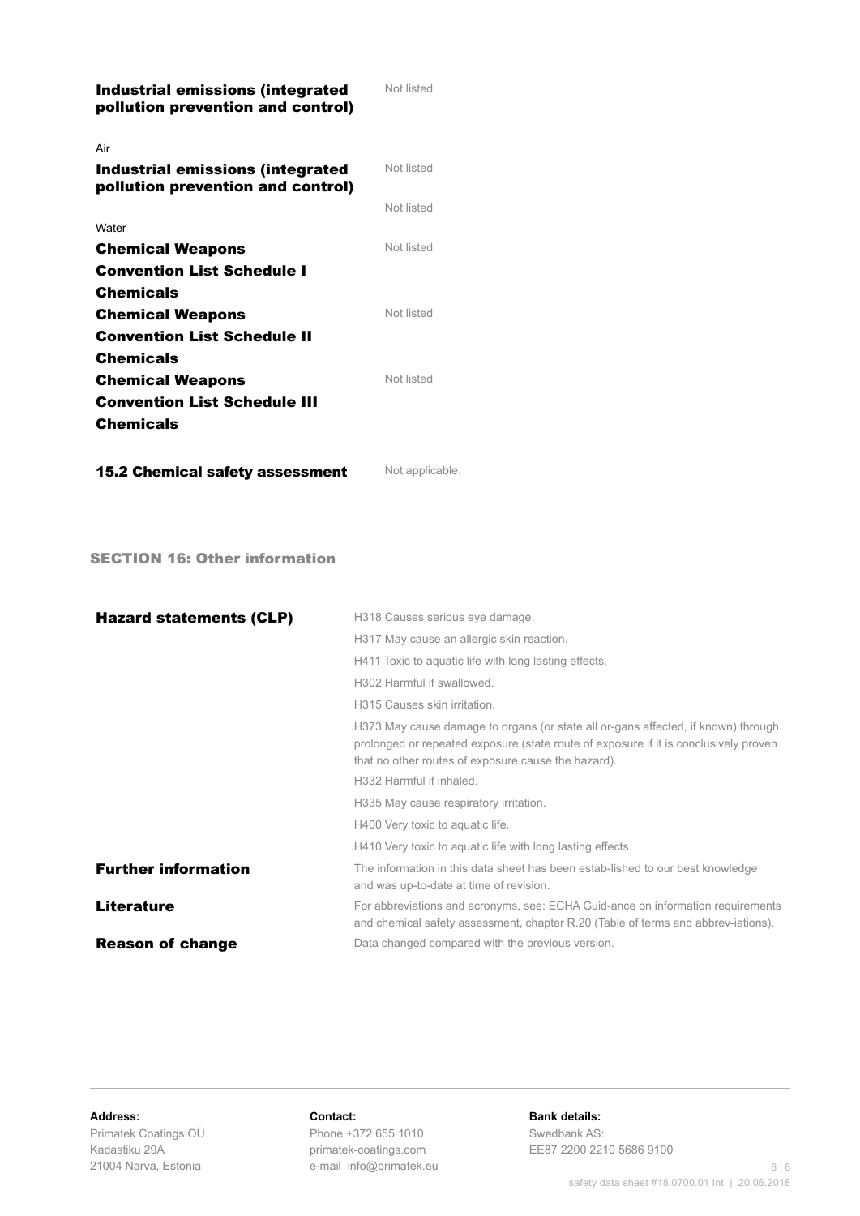**Industrial emissions (integrated pollution prevention and control)** Not listed

Air

**Industrial emissions (integrated pollution prevention and control)** Not listed

Not listed

Water

**Chemical Weapons Convention List Schedule I Chemicals** Not listed

**Chemical Weapons Convention List Schedule II Chemicals** Not listed

**Chemical Weapons Convention List Schedule III Chemicals** Not listed

**15.2 Chemical safety assessment** Not applicable.

## SECTION 16: Other information

**Hazard statements (CLP)**

H318 Causes serious eye damage.

H317 May cause an allergic skin reaction.

H411 Toxic to aquatic life with long lasting effects.

H302 Harmful if swallowed.

H315 Causes skin irritation.

H373 May cause damage to organs (or state all or-gans affected, if known) through prolonged or repeated exposure (state route of exposure if it is conclusively proven that no other routes of exposure cause the hazard).

H332 Harmful if inhaled.

H335 May cause respiratory irritation.

H400 Very toxic to aquatic life.

H410 Very toxic to aquatic life with long lasting effects.

**Further information** The information in this data sheet has been estab-lished to our best knowledge and was up-to-date at time of revision.

**Literature** For abbreviations and acronyms, see: ECHA Guid-ance on information requirements and chemical safety assessment, chapter R.20 (Table of terms and abbrev-iations).

**Reason of change** Data changed compared with the previous version.